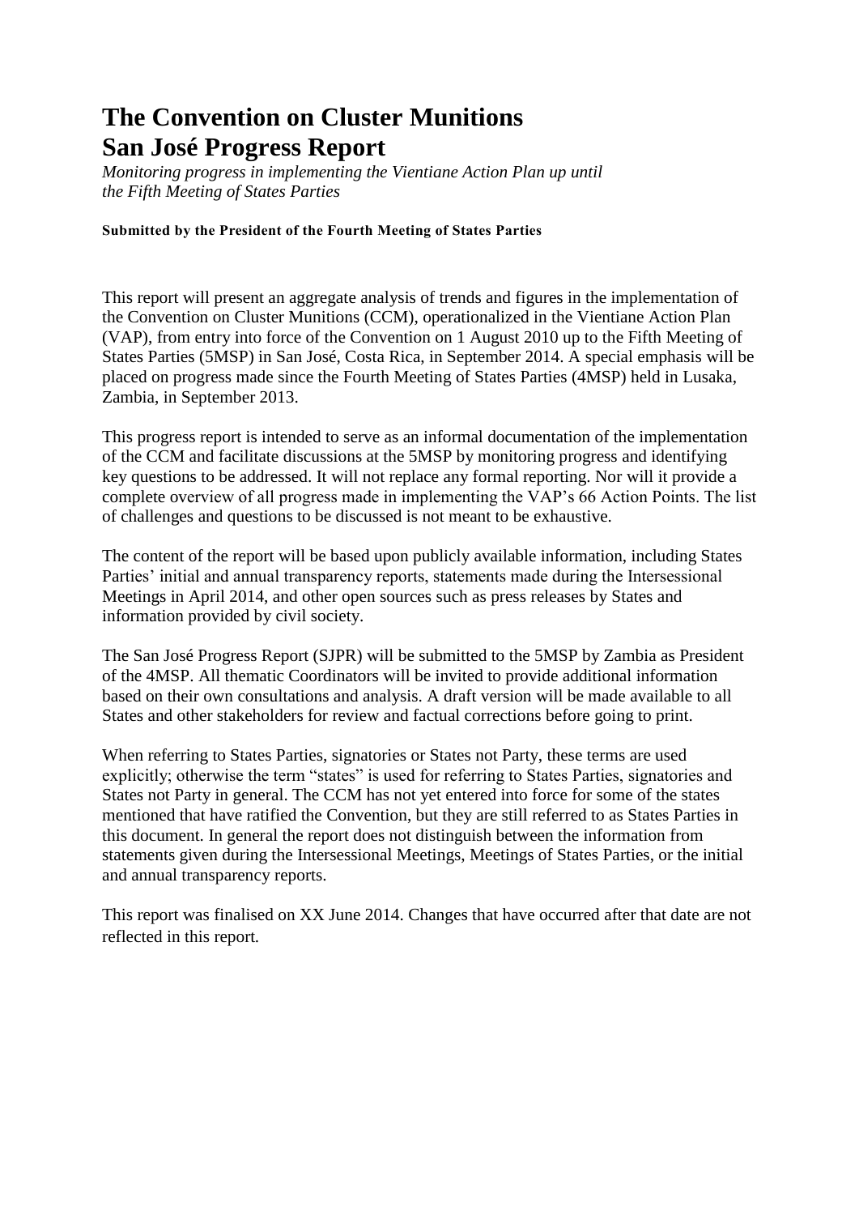# The Convention on Cluster Munitions
# San José Progress Report

*Monitoring progress in implementing the Vientiane Action Plan up until the Fifth Meeting of States Parties*

**Submitted by the President of the Fourth Meeting of States Parties**

This report will present an aggregate analysis of trends and figures in the implementation of the Convention on Cluster Munitions (CCM), operationalized in the Vientiane Action Plan (VAP), from entry into force of the Convention on 1 August 2010 up to the Fifth Meeting of States Parties (5MSP) in San José, Costa Rica, in September 2014. A special emphasis will be placed on progress made since the Fourth Meeting of States Parties (4MSP) held in Lusaka, Zambia, in September 2013.

This progress report is intended to serve as an informal documentation of the implementation of the CCM and facilitate discussions at the 5MSP by monitoring progress and identifying key questions to be addressed. It will not replace any formal reporting. Nor will it provide a complete overview of all progress made in implementing the VAP's 66 Action Points. The list of challenges and questions to be discussed is not meant to be exhaustive.

The content of the report will be based upon publicly available information, including States Parties' initial and annual transparency reports, statements made during the Intersessional Meetings in April 2014, and other open sources such as press releases by States and information provided by civil society.

The San José Progress Report (SJPR) will be submitted to the 5MSP by Zambia as President of the 4MSP. All thematic Coordinators will be invited to provide additional information based on their own consultations and analysis. A draft version will be made available to all States and other stakeholders for review and factual corrections before going to print.

When referring to States Parties, signatories or States not Party, these terms are used explicitly; otherwise the term "states" is used for referring to States Parties, signatories and States not Party in general. The CCM has not yet entered into force for some of the states mentioned that have ratified the Convention, but they are still referred to as States Parties in this document. In general the report does not distinguish between the information from statements given during the Intersessional Meetings, Meetings of States Parties, or the initial and annual transparency reports.

This report was finalised on XX June 2014. Changes that have occurred after that date are not reflected in this report.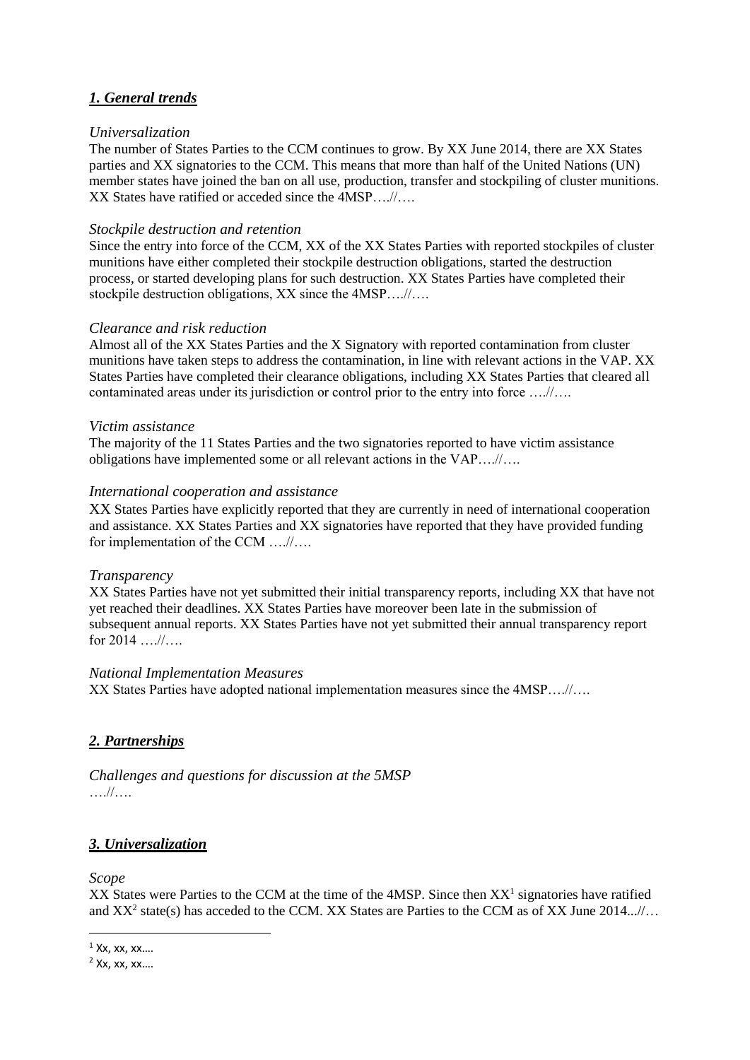## *1. General trends*

*Universalization*

The number of States Parties to the CCM continues to grow. By XX June 2014, there are XX States parties and XX signatories to the CCM. This means that more than half of the United Nations (UN) member states have joined the ban on all use, production, transfer and stockpiling of cluster munitions. XX States have ratified or acceded since the 4MSP….//….

*Stockpile destruction and retention*

Since the entry into force of the CCM, XX of the XX States Parties with reported stockpiles of cluster munitions have either completed their stockpile destruction obligations, started the destruction process, or started developing plans for such destruction. XX States Parties have completed their stockpile destruction obligations, XX since the 4MSP….//….

*Clearance and risk reduction*

Almost all of the XX States Parties and the X Signatory with reported contamination from cluster munitions have taken steps to address the contamination, in line with relevant actions in the VAP. XX States Parties have completed their clearance obligations, including XX States Parties that cleared all contaminated areas under its jurisdiction or control prior to the entry into force ….//….

*Victim assistance*

The majority of the 11 States Parties and the two signatories reported to have victim assistance obligations have implemented some or all relevant actions in the VAP….//….

*International cooperation and assistance*

XX States Parties have explicitly reported that they are currently in need of international cooperation and assistance. XX States Parties and XX signatories have reported that they have provided funding for implementation of the CCM ….//….

*Transparency*

XX States Parties have not yet submitted their initial transparency reports, including XX that have not yet reached their deadlines. XX States Parties have moreover been late in the submission of subsequent annual reports. XX States Parties have not yet submitted their annual transparency report for 2014 ….//….

*National Implementation Measures*

XX States Parties have adopted national implementation measures since the 4MSP….//….

## *2. Partnerships*

*Challenges and questions for discussion at the 5MSP*

….//….

## *3. Universalization*

*Scope*

XX States were Parties to the CCM at the time of the 4MSP. Since then XX[1] signatories have ratified and XX[2] state(s) has acceded to the CCM. XX States are Parties to the CCM as of XX June 2014...//…

[1] Xx, xx, xx….

[2] Xx, xx, xx….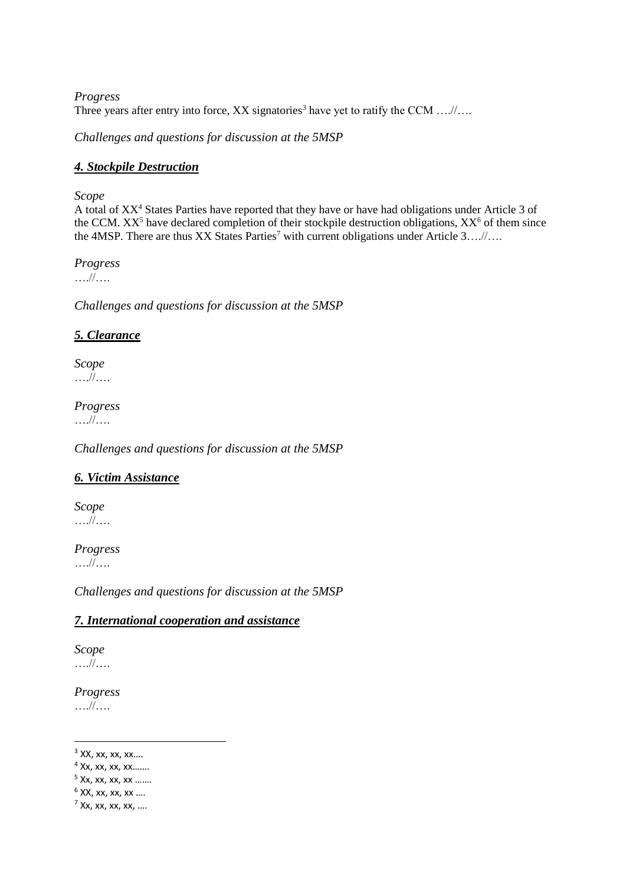*Progress*

Three years after entry into force, XX signatories[3] have yet to ratify the CCM ….//….

*Challenges and questions for discussion at the 5MSP*

## ***4. Stockpile Destruction***

*Scope*

A total of XX[4] States Parties have reported that they have or have had obligations under Article 3 of the CCM. XX[5] have declared completion of their stockpile destruction obligations, XX[6] of them since the 4MSP. There are thus XX States Parties[7] with current obligations under Article 3….//….

*Progress*

….//….

*Challenges and questions for discussion at the 5MSP*

## ***5. Clearance***

*Scope*

….//….

*Progress*

….//….

*Challenges and questions for discussion at the 5MSP*

## ***6. Victim Assistance***

*Scope*

….//….

*Progress*

….//….

*Challenges and questions for discussion at the 5MSP*

## ***7. International cooperation and assistance***

*Scope*

….//….

*Progress*

….//….

---

[3] XX, xx, xx, xx….

[4] Xx, xx, xx, xx…….

[5] Xx, xx, xx, xx …….

[6] XX, xx, xx, xx ….

[7] Xx, xx, xx, xx, ….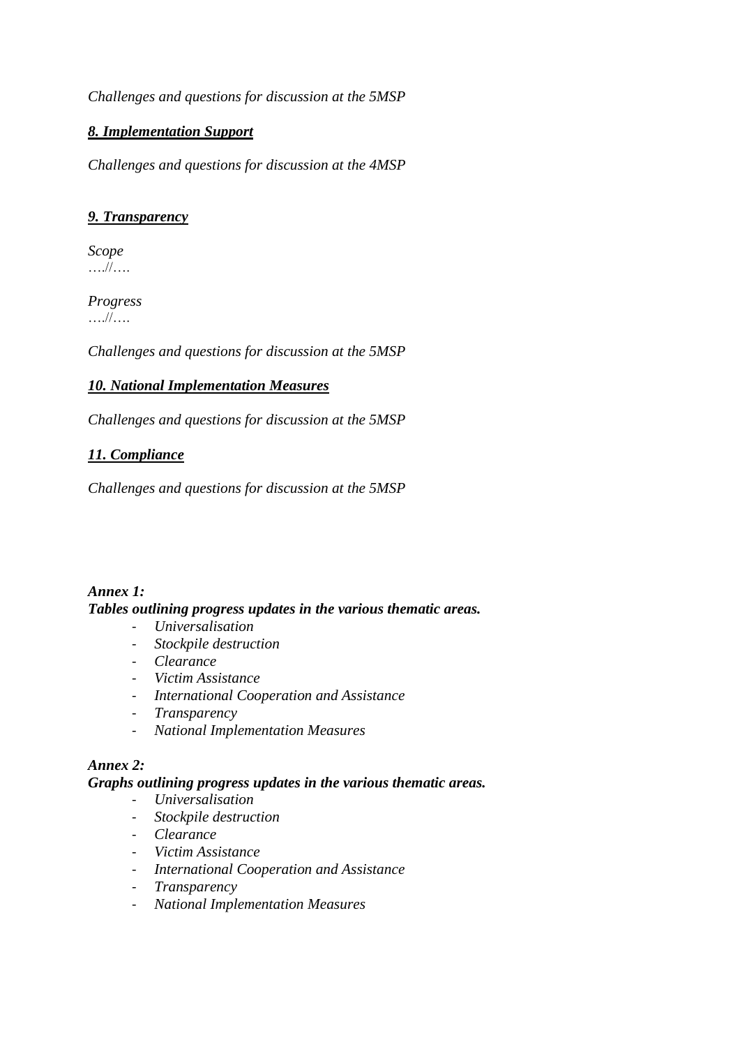*Challenges and questions for discussion at the 5MSP*

***8. Implementation Support***

*Challenges and questions for discussion at the 4MSP*

***9. Transparency***

*Scope*
*….//….*

*Progress*
*….//….*

*Challenges and questions for discussion at the 5MSP*

***10. National Implementation Measures***

*Challenges and questions for discussion at the 5MSP*

***11. Compliance***

*Challenges and questions for discussion at the 5MSP*

***Annex 1:***
***Tables outlining progress updates in the various thematic areas.***

- *Universalisation*
- *Stockpile destruction*
- *Clearance*
- *Victim Assistance*
- *International Cooperation and Assistance*
- *Transparency*
- *National Implementation Measures*

***Annex 2:***
***Graphs outlining progress updates in the various thematic areas.***

- *Universalisation*
- *Stockpile destruction*
- *Clearance*
- *Victim Assistance*
- *International Cooperation and Assistance*
- *Transparency*
- *National Implementation Measures*